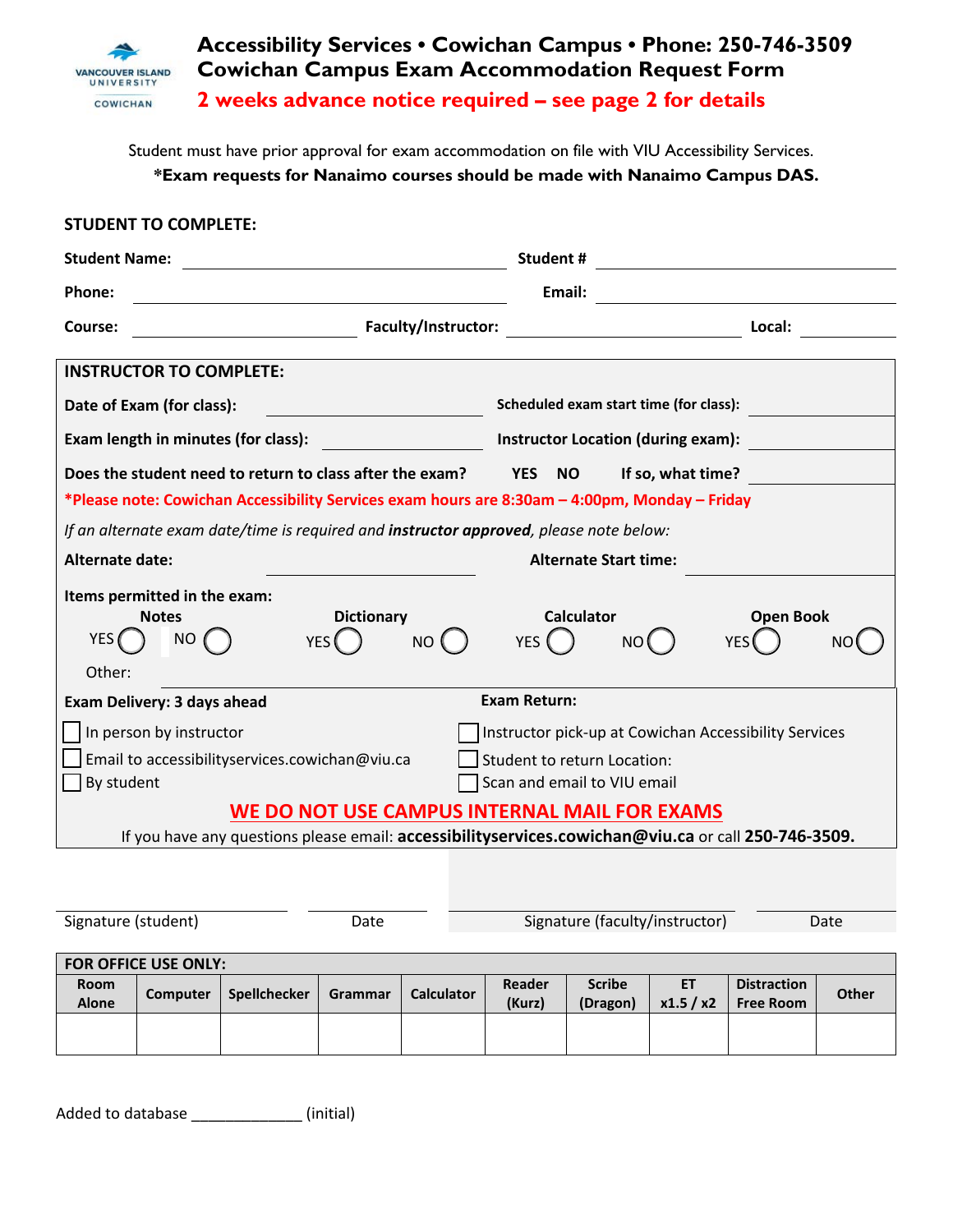# Accessibility Services • Cowichan Campus • Phone: 250-746-3509

## Cowichan Campus Exam Accommodation Request Form

**2 weeks advance notice required – see page 2 for details**

Student must have prior approval for exam accommodation on file with VIU Accessibility Services.

**\*Exam requests for Nanaimo courses should be made with Nanaimo Campus DAS.**

**STUDENT TO COMPLETE:**

**Student Name:** ______________________ **Student #** ______________________

**Phone:** ______________________ **Email:** ______________________

**Course:** ______________ **Faculty/Instructor:** ______________ **Local:** ________

**INSTRUCTOR TO COMPLETE:**

**Date of Exam (for class):** ______________ **Scheduled exam start time (for class):** ______________

**Exam length in minutes (for class):** ______________ **Instructor Location (during exam):** ______________

**Does the student need to return to class after the exam?** **YES** **NO** **If so, what time?** ______________

**\*Please note: Cowichan Accessibility Services exam hours are 8:30am – 4:00pm, Monday – Friday**

*If an alternate exam date/time is required and **instructor approved**, please note below:*

**Alternate date:** ______________ **Alternate Start time:** ______________

**Items permitted in the exam:**

**Notes** YES ◯ NO ◯ **Dictionary** YES ◯ NO ◯ **Calculator** YES ◯ NO ◯ **Open Book** YES ◯ NO ◯

Other: ______________________

**Exam Delivery: 3 days ahead**

- ☐ In person by instructor
- ☐ Email to accessibilityservices.cowichan@viu.ca
- ☐ By student

**Exam Return:**

- ☐ Instructor pick-up at Cowichan Accessibility Services
- ☐ Student to return Location:
- ☐ Scan and email to VIU email

**WE DO NOT USE CAMPUS INTERNAL MAIL FOR EXAMS**

If you have any questions please email: **accessibilityservices.cowichan@viu.ca** or call **250-746-3509.**

______________ Signature (student) ______________ Date ______________ Signature (faculty/instructor) ______________ Date

**FOR OFFICE USE ONLY:**

| Room Alone | Computer | Spellchecker | Grammar | Calculator | Reader (Kurz) | Scribe (Dragon) | ET x1.5 / x2 | Distraction Free Room | Other |
|---|---|---|---|---|---|---|---|---|---|
| | | | | | | | | | |

Added to database _____________ (initial)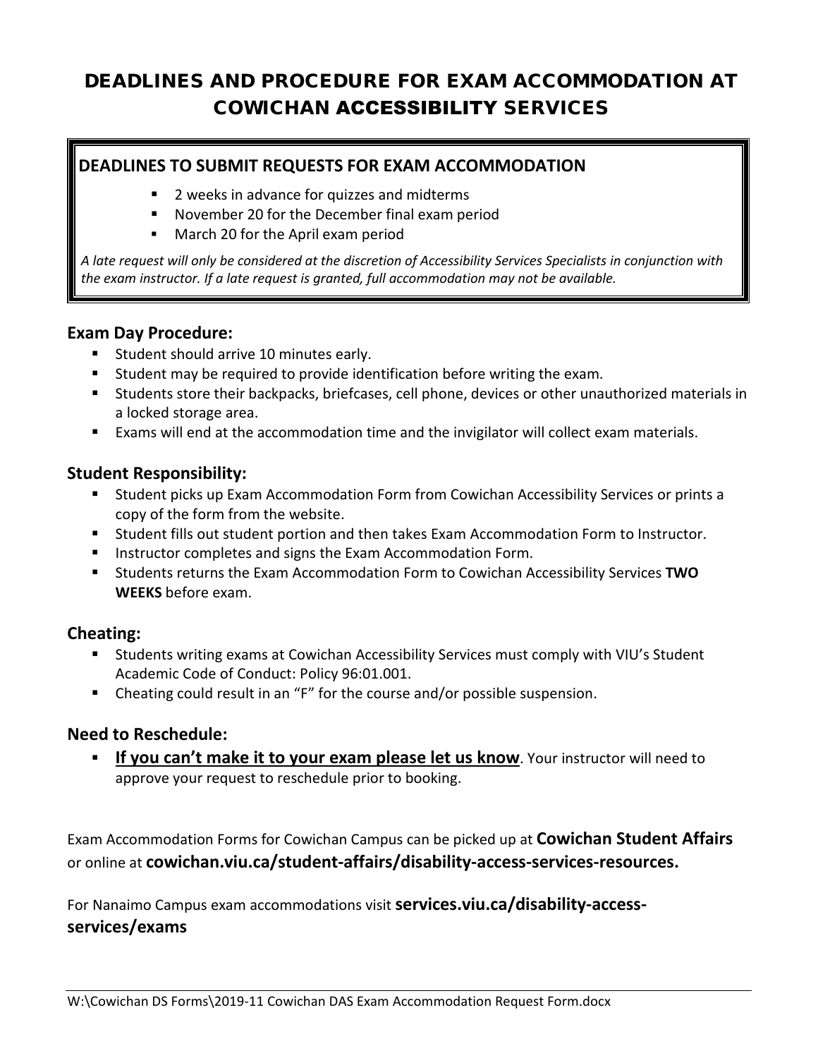# DEADLINES AND PROCEDURE FOR EXAM ACCOMMODATION AT COWICHAN ACCESSIBILITY SERVICES

## DEADLINES TO SUBMIT REQUESTS FOR EXAM ACCOMMODATION

- 2 weeks in advance for quizzes and midterms
- November 20 for the December final exam period
- March 20 for the April exam period

*A late request will only be considered at the discretion of Accessibility Services Specialists in conjunction with the exam instructor. If a late request is granted, full accommodation may not be available.*

### Exam Day Procedure:

- Student should arrive 10 minutes early.
- Student may be required to provide identification before writing the exam.
- Students store their backpacks, briefcases, cell phone, devices or other unauthorized materials in a locked storage area.
- Exams will end at the accommodation time and the invigilator will collect exam materials.

### Student Responsibility:

- Student picks up Exam Accommodation Form from Cowichan Accessibility Services or prints a copy of the form from the website.
- Student fills out student portion and then takes Exam Accommodation Form to Instructor.
- Instructor completes and signs the Exam Accommodation Form.
- Students returns the Exam Accommodation Form to Cowichan Accessibility Services **TWO WEEKS** before exam.

### Cheating:

- Students writing exams at Cowichan Accessibility Services must comply with VIU's Student Academic Code of Conduct: Policy 96:01.001.
- Cheating could result in an "F" for the course and/or possible suspension.

### Need to Reschedule:

- **If you can't make it to your exam please let us know**. Your instructor will need to approve your request to reschedule prior to booking.

Exam Accommodation Forms for Cowichan Campus can be picked up at **Cowichan Student Affairs** or online at **cowichan.viu.ca/student-affairs/disability-access-services-resources.**

For Nanaimo Campus exam accommodations visit **services.viu.ca/disability-access-services/exams**

W:\Cowichan DS Forms\2019-11 Cowichan DAS Exam Accommodation Request Form.docx